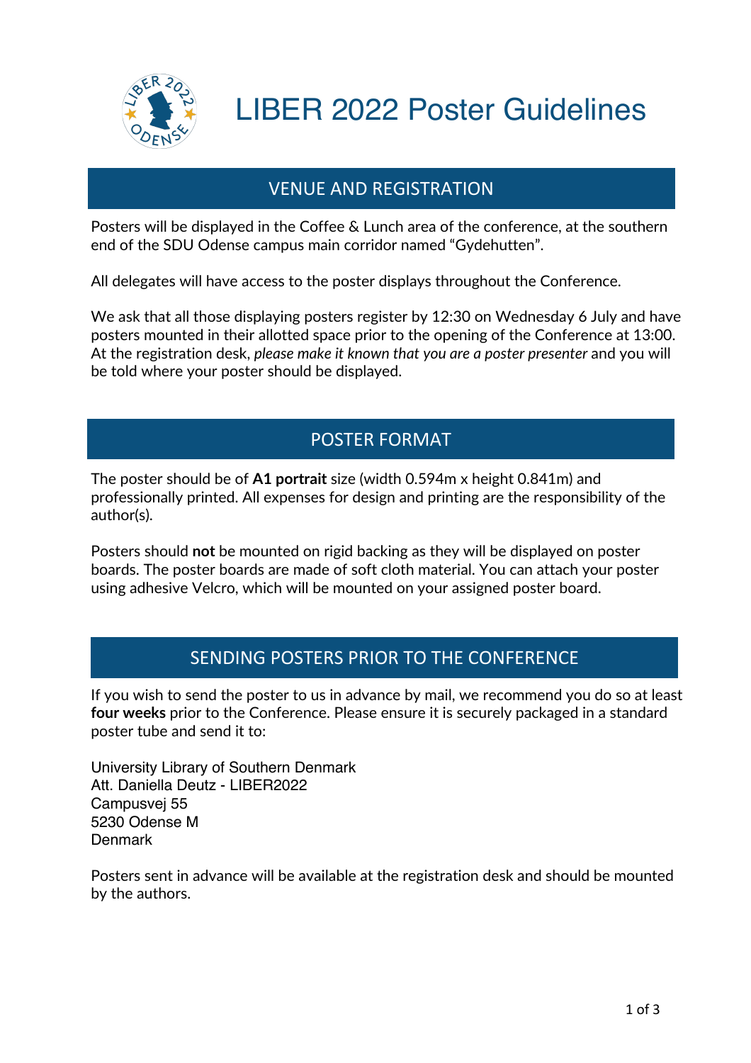# LIBER 2022 Poster Guidelines

## VENUE AND REGISTRATION

Posters will be displayed in the Coffee & Lunch area of the conference, at the southern end of the SDU Odense campus main corridor named "Gydehutten".

All delegates will have access to the poster displays throughout the Conference.

We ask that all those displaying posters register by 12:30 on Wednesday 6 July and have posters mounted in their allotted space prior to the opening of the Conference at 13:00. At the registration desk, *please make it known that you are a poster presenter* and you will be told where your poster should be displayed.

## POSTER FORMAT

The poster should be of **A1 portrait** size (width 0.594m x height 0.841m) and professionally printed. All expenses for design and printing are the responsibility of the author(s).

Posters should **not** be mounted on rigid backing as they will be displayed on poster boards. The poster boards are made of soft cloth material. You can attach your poster using adhesive Velcro, which will be mounted on your assigned poster board.

## SENDING POSTERS PRIOR TO THE CONFERENCE

If you wish to send the poster to us in advance by mail, we recommend you do so at least **four weeks** prior to the Conference. Please ensure it is securely packaged in a standard poster tube and send it to:

University Library of Southern Denmark
Att. Daniella Deutz - LIBER2022
Campusvej 55
5230 Odense M
Denmark

Posters sent in advance will be available at the registration desk and should be mounted by the authors.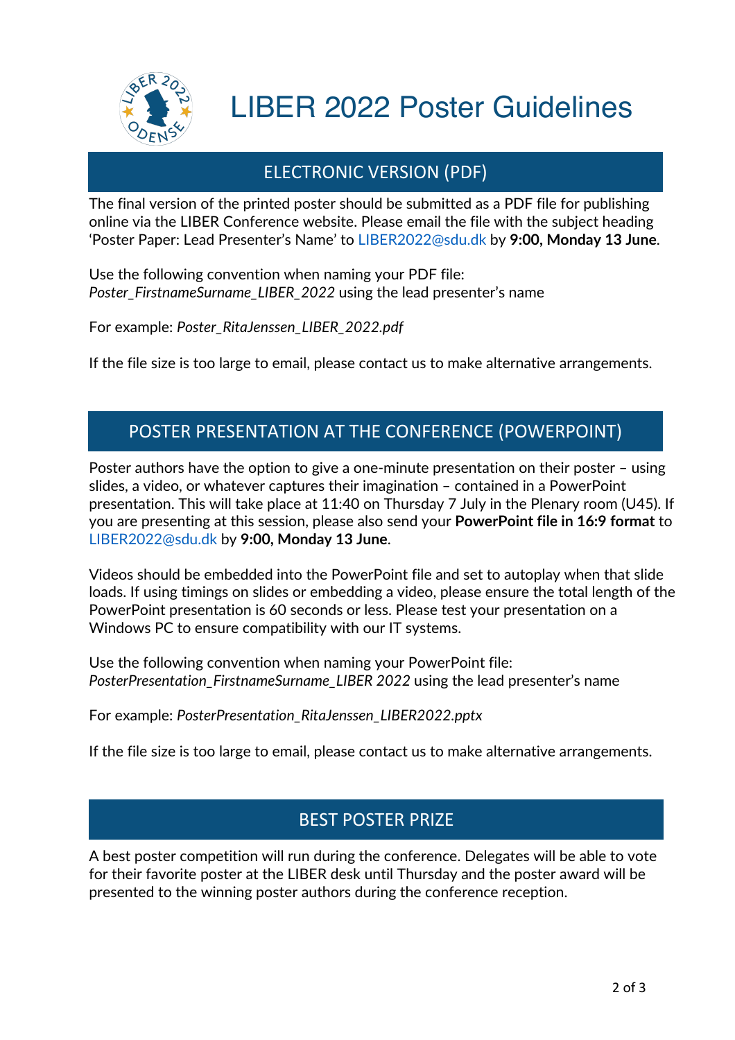# LIBER 2022 Poster Guidelines

## ELECTRONIC VERSION (PDF)

The final version of the printed poster should be submitted as a PDF file for publishing online via the LIBER Conference website. Please email the file with the subject heading 'Poster Paper: Lead Presenter's Name' to LIBER2022@sdu.dk by **9:00, Monday 13 June**.

Use the following convention when naming your PDF file:
*Poster_FirstnameSurname_LIBER_2022* using the lead presenter's name

For example: *Poster_RitaJenssen_LIBER_2022.pdf*

If the file size is too large to email, please contact us to make alternative arrangements.

## POSTER PRESENTATION AT THE CONFERENCE (POWERPOINT)

Poster authors have the option to give a one-minute presentation on their poster – using slides, a video, or whatever captures their imagination – contained in a PowerPoint presentation. This will take place at 11:40 on Thursday 7 July in the Plenary room (U45). If you are presenting at this session, please also send your **PowerPoint file in 16:9 format** to LIBER2022@sdu.dk by **9:00, Monday 13 June**.

Videos should be embedded into the PowerPoint file and set to autoplay when that slide loads. If using timings on slides or embedding a video, please ensure the total length of the PowerPoint presentation is 60 seconds or less. Please test your presentation on a Windows PC to ensure compatibility with our IT systems.

Use the following convention when naming your PowerPoint file:
*PosterPresentation_FirstnameSurname_LIBER 2022* using the lead presenter's name

For example: *PosterPresentation_RitaJenssen_LIBER2022.pptx*

If the file size is too large to email, please contact us to make alternative arrangements.

## BEST POSTER PRIZE

A best poster competition will run during the conference. Delegates will be able to vote for their favorite poster at the LIBER desk until Thursday and the poster award will be presented to the winning poster authors during the conference reception.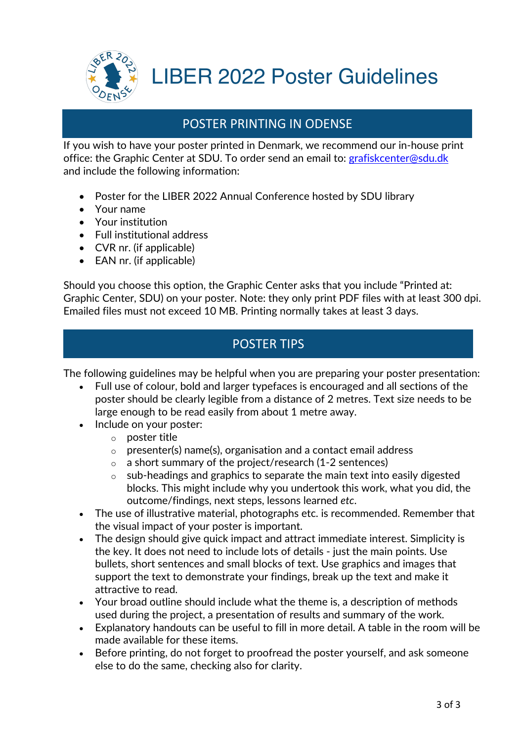# LIBER 2022 Poster Guidelines

## POSTER PRINTING IN ODENSE

If you wish to have your poster printed in Denmark, we recommend our in-house print office: the Graphic Center at SDU. To order send an email to: grafiskcenter@sdu.dk and include the following information:

- Poster for the LIBER 2022 Annual Conference hosted by SDU library
- Your name
- Your institution
- Full institutional address
- CVR nr. (if applicable)
- EAN nr. (if applicable)

Should you choose this option, the Graphic Center asks that you include "Printed at: Graphic Center, SDU) on your poster. Note: they only print PDF files with at least 300 dpi. Emailed files must not exceed 10 MB. Printing normally takes at least 3 days.

## POSTER TIPS

The following guidelines may be helpful when you are preparing your poster presentation:

- Full use of colour, bold and larger typefaces is encouraged and all sections of the poster should be clearly legible from a distance of 2 metres. Text size needs to be large enough to be read easily from about 1 metre away.
- Include on your poster:
  - poster title
  - presenter(s) name(s), organisation and a contact email address
  - a short summary of the project/research (1-2 sentences)
  - sub-headings and graphics to separate the main text into easily digested blocks. This might include why you undertook this work, what you did, the outcome/findings, next steps, lessons learned *etc*.
- The use of illustrative material, photographs etc. is recommended. Remember that the visual impact of your poster is important.
- The design should give quick impact and attract immediate interest. Simplicity is the key. It does not need to include lots of details - just the main points. Use bullets, short sentences and small blocks of text. Use graphics and images that support the text to demonstrate your findings, break up the text and make it attractive to read.
- Your broad outline should include what the theme is, a description of methods used during the project, a presentation of results and summary of the work.
- Explanatory handouts can be useful to fill in more detail. A table in the room will be made available for these items.
- Before printing, do not forget to proofread the poster yourself, and ask someone else to do the same, checking also for clarity.